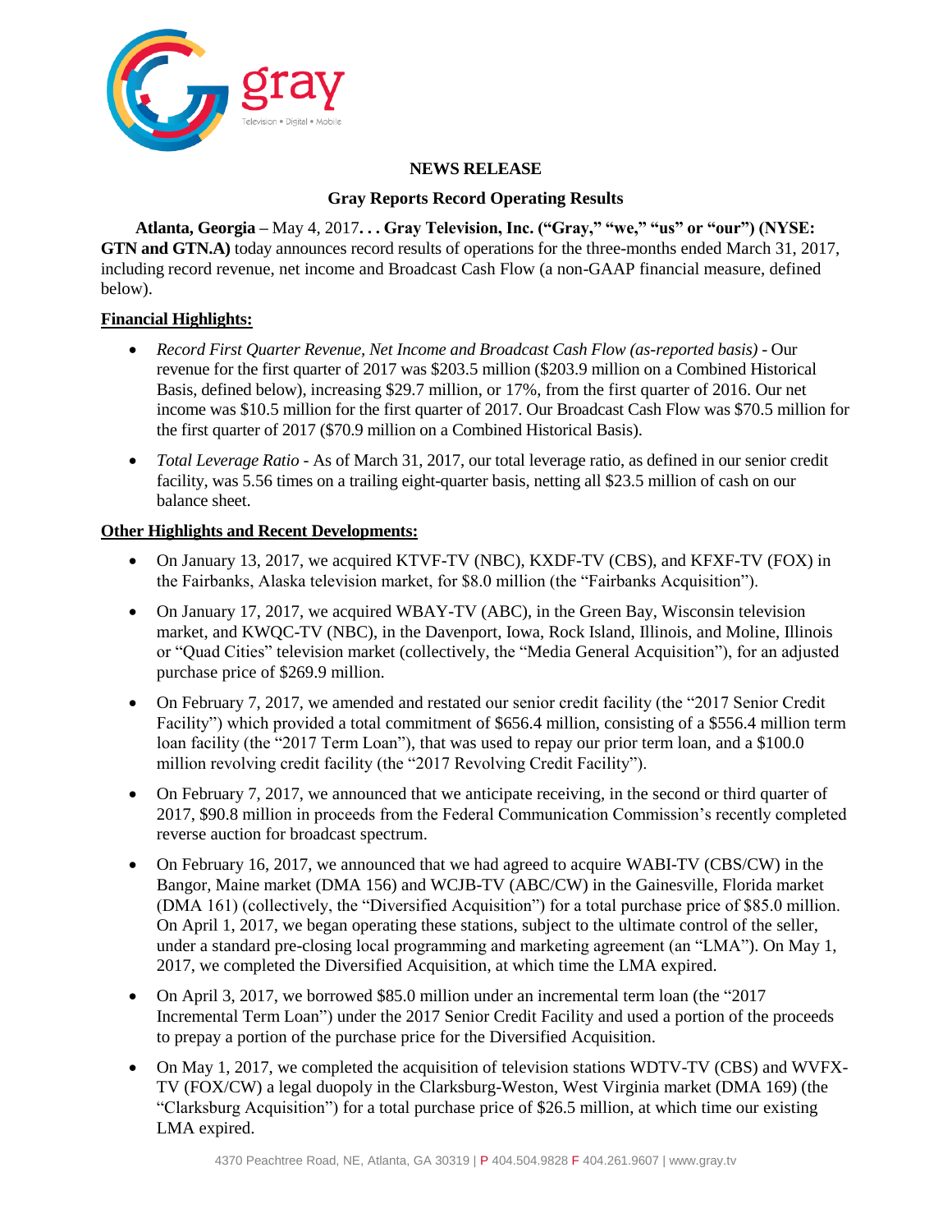**NEWS RELEASE**

**Gray Reports Record Operating Results**

**Atlanta, Georgia –** May 4, 2017**. . . Gray Television, Inc. ("Gray," "we," "us" or "our") (NYSE: GTN and GTN.A)** today announces record results of operations for the three-months ended March 31, 2017, including record revenue, net income and Broadcast Cash Flow (a non-GAAP financial measure, defined below).

**Financial Highlights:**

- *Record First Quarter Revenue, Net Income and Broadcast Cash Flow (as-reported basis)* - Our revenue for the first quarter of 2017 was $203.5 million ($203.9 million on a Combined Historical Basis, defined below), increasing $29.7 million, or 17%, from the first quarter of 2016. Our net income was $10.5 million for the first quarter of 2017. Our Broadcast Cash Flow was $70.5 million for the first quarter of 2017 ($70.9 million on a Combined Historical Basis).
- *Total Leverage Ratio* - As of March 31, 2017, our total leverage ratio, as defined in our senior credit facility, was 5.56 times on a trailing eight-quarter basis, netting all $23.5 million of cash on our balance sheet.

**Other Highlights and Recent Developments:**

- On January 13, 2017, we acquired KTVF-TV (NBC), KXDF-TV (CBS), and KFXF-TV (FOX) in the Fairbanks, Alaska television market, for $8.0 million (the "Fairbanks Acquisition").
- On January 17, 2017, we acquired WBAY-TV (ABC), in the Green Bay, Wisconsin television market, and KWQC-TV (NBC), in the Davenport, Iowa, Rock Island, Illinois, and Moline, Illinois or "Quad Cities" television market (collectively, the "Media General Acquisition"), for an adjusted purchase price of $269.9 million.
- On February 7, 2017, we amended and restated our senior credit facility (the "2017 Senior Credit Facility") which provided a total commitment of $656.4 million, consisting of a $556.4 million term loan facility (the "2017 Term Loan"), that was used to repay our prior term loan, and a $100.0 million revolving credit facility (the "2017 Revolving Credit Facility").
- On February 7, 2017, we announced that we anticipate receiving, in the second or third quarter of 2017, $90.8 million in proceeds from the Federal Communication Commission's recently completed reverse auction for broadcast spectrum.
- On February 16, 2017, we announced that we had agreed to acquire WABI-TV (CBS/CW) in the Bangor, Maine market (DMA 156) and WCJB-TV (ABC/CW) in the Gainesville, Florida market (DMA 161) (collectively, the "Diversified Acquisition") for a total purchase price of $85.0 million. On April 1, 2017, we began operating these stations, subject to the ultimate control of the seller, under a standard pre-closing local programming and marketing agreement (an "LMA"). On May 1, 2017, we completed the Diversified Acquisition, at which time the LMA expired.
- On April 3, 2017, we borrowed $85.0 million under an incremental term loan (the "2017 Incremental Term Loan") under the 2017 Senior Credit Facility and used a portion of the proceeds to prepay a portion of the purchase price for the Diversified Acquisition.
- On May 1, 2017, we completed the acquisition of television stations WDTV-TV (CBS) and WVFX-TV (FOX/CW) a legal duopoly in the Clarksburg-Weston, West Virginia market (DMA 169) (the "Clarksburg Acquisition") for a total purchase price of $26.5 million, at which time our existing LMA expired.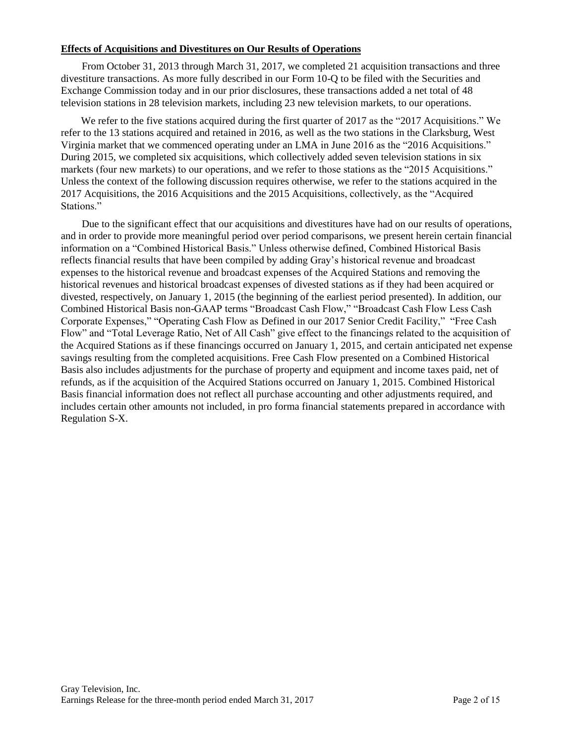**Effects of Acquisitions and Divestitures on Our Results of Operations**

From October 31, 2013 through March 31, 2017, we completed 21 acquisition transactions and three divestiture transactions. As more fully described in our Form 10-Q to be filed with the Securities and Exchange Commission today and in our prior disclosures, these transactions added a net total of 48 television stations in 28 television markets, including 23 new television markets, to our operations.

We refer to the five stations acquired during the first quarter of 2017 as the "2017 Acquisitions." We refer to the 13 stations acquired and retained in 2016, as well as the two stations in the Clarksburg, West Virginia market that we commenced operating under an LMA in June 2016 as the "2016 Acquisitions." During 2015, we completed six acquisitions, which collectively added seven television stations in six markets (four new markets) to our operations, and we refer to those stations as the "2015 Acquisitions." Unless the context of the following discussion requires otherwise, we refer to the stations acquired in the 2017 Acquisitions, the 2016 Acquisitions and the 2015 Acquisitions, collectively, as the "Acquired Stations."

Due to the significant effect that our acquisitions and divestitures have had on our results of operations, and in order to provide more meaningful period over period comparisons, we present herein certain financial information on a "Combined Historical Basis." Unless otherwise defined, Combined Historical Basis reflects financial results that have been compiled by adding Gray's historical revenue and broadcast expenses to the historical revenue and broadcast expenses of the Acquired Stations and removing the historical revenues and historical broadcast expenses of divested stations as if they had been acquired or divested, respectively, on January 1, 2015 (the beginning of the earliest period presented). In addition, our Combined Historical Basis non-GAAP terms "Broadcast Cash Flow," "Broadcast Cash Flow Less Cash Corporate Expenses," "Operating Cash Flow as Defined in our 2017 Senior Credit Facility," "Free Cash Flow" and "Total Leverage Ratio, Net of All Cash" give effect to the financings related to the acquisition of the Acquired Stations as if these financings occurred on January 1, 2015, and certain anticipated net expense savings resulting from the completed acquisitions. Free Cash Flow presented on a Combined Historical Basis also includes adjustments for the purchase of property and equipment and income taxes paid, net of refunds, as if the acquisition of the Acquired Stations occurred on January 1, 2015. Combined Historical Basis financial information does not reflect all purchase accounting and other adjustments required, and includes certain other amounts not included, in pro forma financial statements prepared in accordance with Regulation S-X.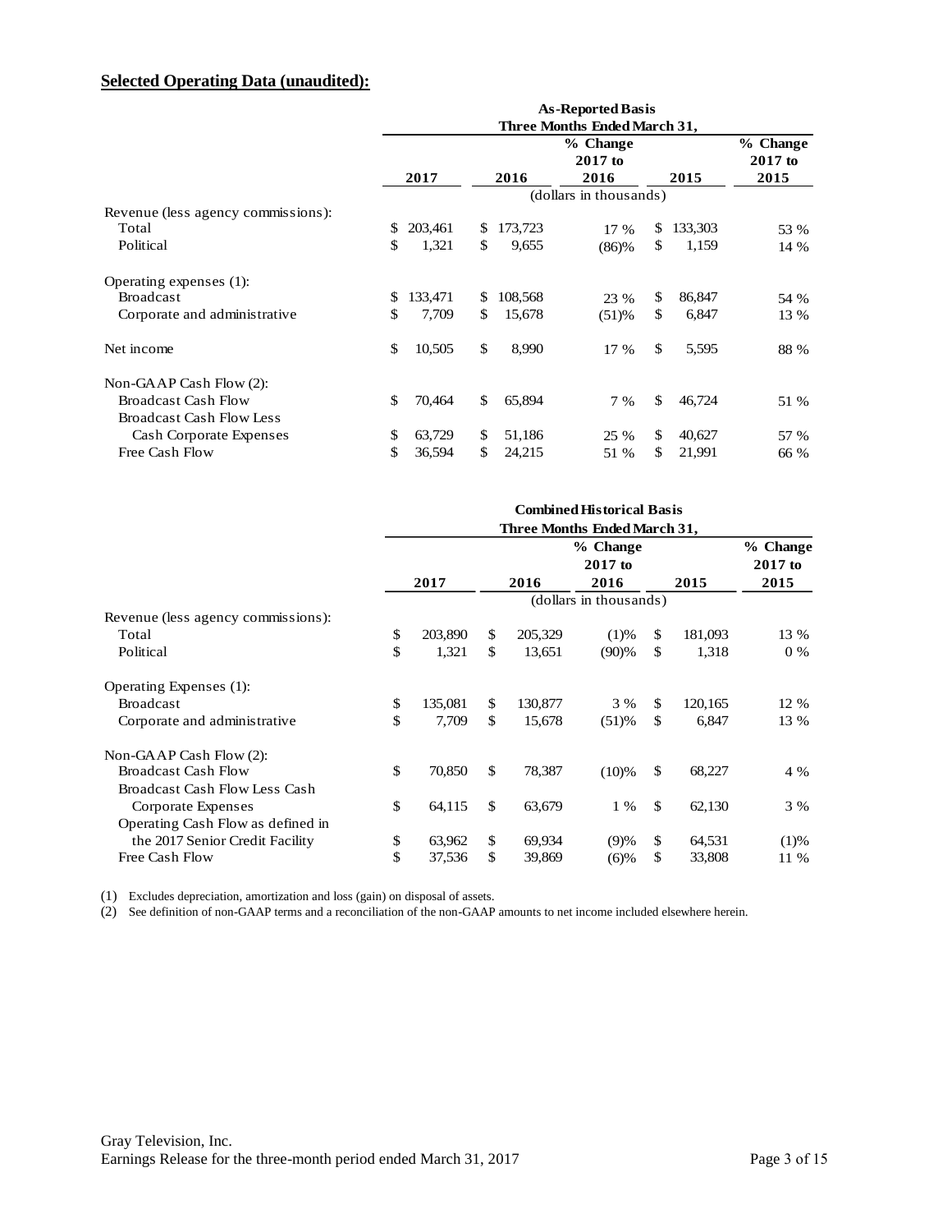## **Selected Operating Data (unaudited):**

| | As-Reported Basis | | | | |
|---|---|---|---|---|---|
| | Three Months Ended March 31, | | | | |
| | 2017 | 2016 | % Change 2017 to 2016 | 2015 | % Change 2017 to 2015 |
| | (dollars in thousands) | | | | |
| Revenue (less agency commissions): | | | | | |
| Total | $ 203,461 | $ 173,723 | 17 % | $ 133,303 | 53 % |
| Political | $ 1,321 | $ 9,655 | (86)% | $ 1,159 | 14 % |
| Operating expenses (1): | | | | | |
| Broadcast | $ 133,471 | $ 108,568 | 23 % | $ 86,847 | 54 % |
| Corporate and administrative | $ 7,709 | $ 15,678 | (51)% | $ 6,847 | 13 % |
| Net income | $ 10,505 | $ 8,990 | 17 % | $ 5,595 | 88 % |
| Non-GAAP Cash Flow (2): | | | | | |
| Broadcast Cash Flow | $ 70,464 | $ 65,894 | 7 % | $ 46,724 | 51 % |
| Broadcast Cash Flow Less Cash Corporate Expenses | $ 63,729 | $ 51,186 | 25 % | $ 40,627 | 57 % |
| Free Cash Flow | $ 36,594 | $ 24,215 | 51 % | $ 21,991 | 66 % |

| | Combined Historical Basis | | | | |
|---|---|---|---|---|---|
| | Three Months Ended March 31, | | | | |
| | 2017 | 2016 | % Change 2017 to 2016 | 2015 | % Change 2017 to 2015 |
| | (dollars in thousands) | | | | |
| Revenue (less agency commissions): | | | | | |
| Total | $ 203,890 | $ 205,329 | (1)% | $ 181,093 | 13 % |
| Political | $ 1,321 | $ 13,651 | (90)% | $ 1,318 | 0 % |
| Operating Expenses (1): | | | | | |
| Broadcast | $ 135,081 | $ 130,877 | 3 % | $ 120,165 | 12 % |
| Corporate and administrative | $ 7,709 | $ 15,678 | (51)% | $ 6,847 | 13 % |
| Non-GAAP Cash Flow (2): | | | | | |
| Broadcast Cash Flow | $ 70,850 | $ 78,387 | (10)% | $ 68,227 | 4 % |
| Broadcast Cash Flow Less Cash Corporate Expenses | $ 64,115 | $ 63,679 | 1 % | $ 62,130 | 3 % |
| Operating Cash Flow as defined in the 2017 Senior Credit Facility | $ 63,962 | $ 69,934 | (9)% | $ 64,531 | (1)% |
| Free Cash Flow | $ 37,536 | $ 39,869 | (6)% | $ 33,808 | 11 % |

(1) Excludes depreciation, amortization and loss (gain) on disposal of assets.

(2) See definition of non-GAAP terms and a reconciliation of the non-GAAP amounts to net income included elsewhere herein.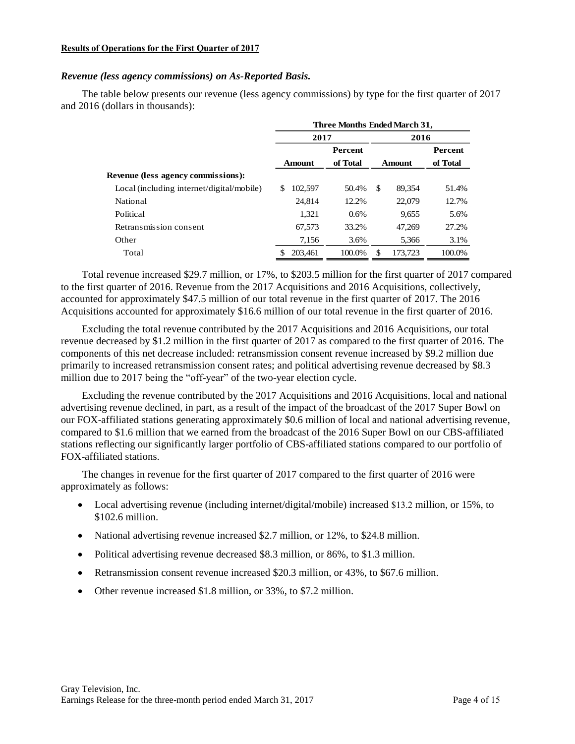**Results of Operations for the First Quarter of 2017**

***Revenue (less agency commissions) on As-Reported Basis.***

The table below presents our revenue (less agency commissions) by type for the first quarter of 2017 and 2016 (dollars in thousands):

| | Three Months Ended March 31, | | | |
|---|---|---|---|---|
| | 2017 | | 2016 | |
| | Amount | Percent of Total | Amount | Percent of Total |
| **Revenue (less agency commissions):** | | | | |
| Local (including internet/digital/mobile) | $ 102,597 | 50.4% | $ 89,354 | 51.4% |
| National | 24,814 | 12.2% | 22,079 | 12.7% |
| Political | 1,321 | 0.6% | 9,655 | 5.6% |
| Retransmission consent | 67,573 | 33.2% | 47,269 | 27.2% |
| Other | 7,156 | 3.6% | 5,366 | 3.1% |
| Total | $ 203,461 | 100.0% | $ 173,723 | 100.0% |

Total revenue increased $29.7 million, or 17%, to $203.5 million for the first quarter of 2017 compared to the first quarter of 2016. Revenue from the 2017 Acquisitions and 2016 Acquisitions, collectively, accounted for approximately $47.5 million of our total revenue in the first quarter of 2017. The 2016 Acquisitions accounted for approximately $16.6 million of our total revenue in the first quarter of 2016.

Excluding the total revenue contributed by the 2017 Acquisitions and 2016 Acquisitions, our total revenue decreased by $1.2 million in the first quarter of 2017 as compared to the first quarter of 2016. The components of this net decrease included: retransmission consent revenue increased by $9.2 million due primarily to increased retransmission consent rates; and political advertising revenue decreased by $8.3 million due to 2017 being the "off-year" of the two-year election cycle.

Excluding the revenue contributed by the 2017 Acquisitions and 2016 Acquisitions, local and national advertising revenue declined, in part, as a result of the impact of the broadcast of the 2017 Super Bowl on our FOX-affiliated stations generating approximately $0.6 million of local and national advertising revenue, compared to $1.6 million that we earned from the broadcast of the 2016 Super Bowl on our CBS-affiliated stations reflecting our significantly larger portfolio of CBS-affiliated stations compared to our portfolio of FOX-affiliated stations.

The changes in revenue for the first quarter of 2017 compared to the first quarter of 2016 were approximately as follows:

- Local advertising revenue (including internet/digital/mobile) increased $13.2 million, or 15%, to $102.6 million.
- National advertising revenue increased $2.7 million, or 12%, to $24.8 million.
- Political advertising revenue decreased $8.3 million, or 86%, to $1.3 million.
- Retransmission consent revenue increased $20.3 million, or 43%, to $67.6 million.
- Other revenue increased $1.8 million, or 33%, to $7.2 million.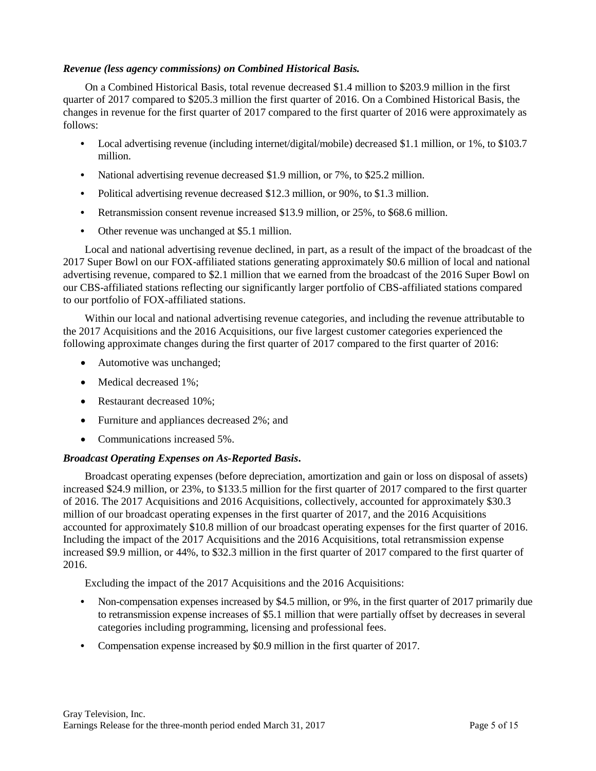***Revenue (less agency commissions) on Combined Historical Basis.***

On a Combined Historical Basis, total revenue decreased $1.4 million to $203.9 million in the first quarter of 2017 compared to $205.3 million the first quarter of 2016. On a Combined Historical Basis, the changes in revenue for the first quarter of 2017 compared to the first quarter of 2016 were approximately as follows:

- Local advertising revenue (including internet/digital/mobile) decreased $1.1 million, or 1%, to $103.7 million.
- National advertising revenue decreased $1.9 million, or 7%, to $25.2 million.
- Political advertising revenue decreased $12.3 million, or 90%, to $1.3 million.
- Retransmission consent revenue increased $13.9 million, or 25%, to $68.6 million.
- Other revenue was unchanged at $5.1 million.

Local and national advertising revenue declined, in part, as a result of the impact of the broadcast of the 2017 Super Bowl on our FOX-affiliated stations generating approximately $0.6 million of local and national advertising revenue, compared to $2.1 million that we earned from the broadcast of the 2016 Super Bowl on our CBS-affiliated stations reflecting our significantly larger portfolio of CBS-affiliated stations compared to our portfolio of FOX-affiliated stations.

Within our local and national advertising revenue categories, and including the revenue attributable to the 2017 Acquisitions and the 2016 Acquisitions, our five largest customer categories experienced the following approximate changes during the first quarter of 2017 compared to the first quarter of 2016:

- Automotive was unchanged;
- Medical decreased 1%;
- Restaurant decreased 10%;
- Furniture and appliances decreased 2%; and
- Communications increased 5%.

***Broadcast Operating Expenses on As-Reported Basis*.**

Broadcast operating expenses (before depreciation, amortization and gain or loss on disposal of assets) increased $24.9 million, or 23%, to $133.5 million for the first quarter of 2017 compared to the first quarter of 2016. The 2017 Acquisitions and 2016 Acquisitions, collectively, accounted for approximately $30.3 million of our broadcast operating expenses in the first quarter of 2017, and the 2016 Acquisitions accounted for approximately $10.8 million of our broadcast operating expenses for the first quarter of 2016. Including the impact of the 2017 Acquisitions and the 2016 Acquisitions, total retransmission expense increased $9.9 million, or 44%, to $32.3 million in the first quarter of 2017 compared to the first quarter of 2016.

Excluding the impact of the 2017 Acquisitions and the 2016 Acquisitions:

- Non-compensation expenses increased by $4.5 million, or 9%, in the first quarter of 2017 primarily due to retransmission expense increases of $5.1 million that were partially offset by decreases in several categories including programming, licensing and professional fees.
- Compensation expense increased by $0.9 million in the first quarter of 2017.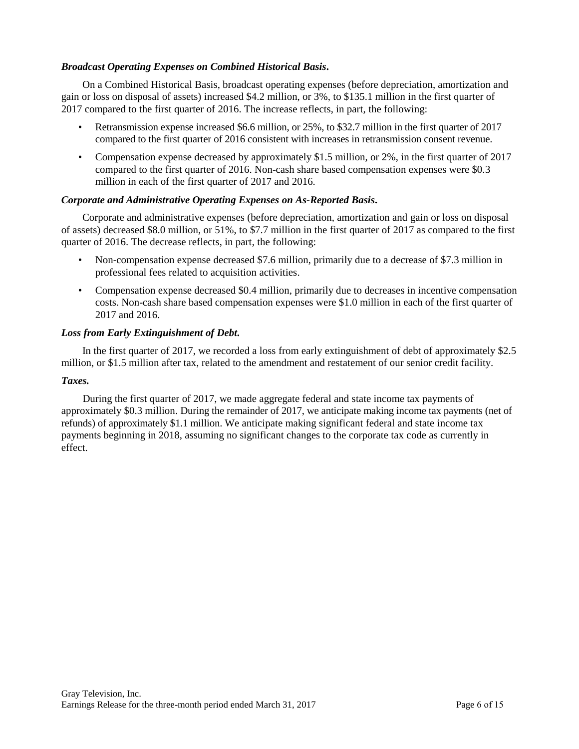***Broadcast Operating Expenses on Combined Historical Basis*.**

On a Combined Historical Basis, broadcast operating expenses (before depreciation, amortization and gain or loss on disposal of assets) increased $4.2 million, or 3%, to $135.1 million in the first quarter of 2017 compared to the first quarter of 2016. The increase reflects, in part, the following:

- Retransmission expense increased $6.6 million, or 25%, to $32.7 million in the first quarter of 2017 compared to the first quarter of 2016 consistent with increases in retransmission consent revenue.
- Compensation expense decreased by approximately $1.5 million, or 2%, in the first quarter of 2017 compared to the first quarter of 2016. Non-cash share based compensation expenses were $0.3 million in each of the first quarter of 2017 and 2016.

***Corporate and Administrative Operating Expenses on As-Reported Basis*.**

Corporate and administrative expenses (before depreciation, amortization and gain or loss on disposal of assets) decreased $8.0 million, or 51%, to $7.7 million in the first quarter of 2017 as compared to the first quarter of 2016. The decrease reflects, in part, the following:

- Non-compensation expense decreased $7.6 million, primarily due to a decrease of $7.3 million in professional fees related to acquisition activities.
- Compensation expense decreased $0.4 million, primarily due to decreases in incentive compensation costs. Non-cash share based compensation expenses were $1.0 million in each of the first quarter of 2017 and 2016.

***Loss from Early Extinguishment of Debt.***

In the first quarter of 2017, we recorded a loss from early extinguishment of debt of approximately $2.5 million, or $1.5 million after tax, related to the amendment and restatement of our senior credit facility.

***Taxes.***

During the first quarter of 2017, we made aggregate federal and state income tax payments of approximately $0.3 million. During the remainder of 2017, we anticipate making income tax payments (net of refunds) of approximately $1.1 million. We anticipate making significant federal and state income tax payments beginning in 2018, assuming no significant changes to the corporate tax code as currently in effect.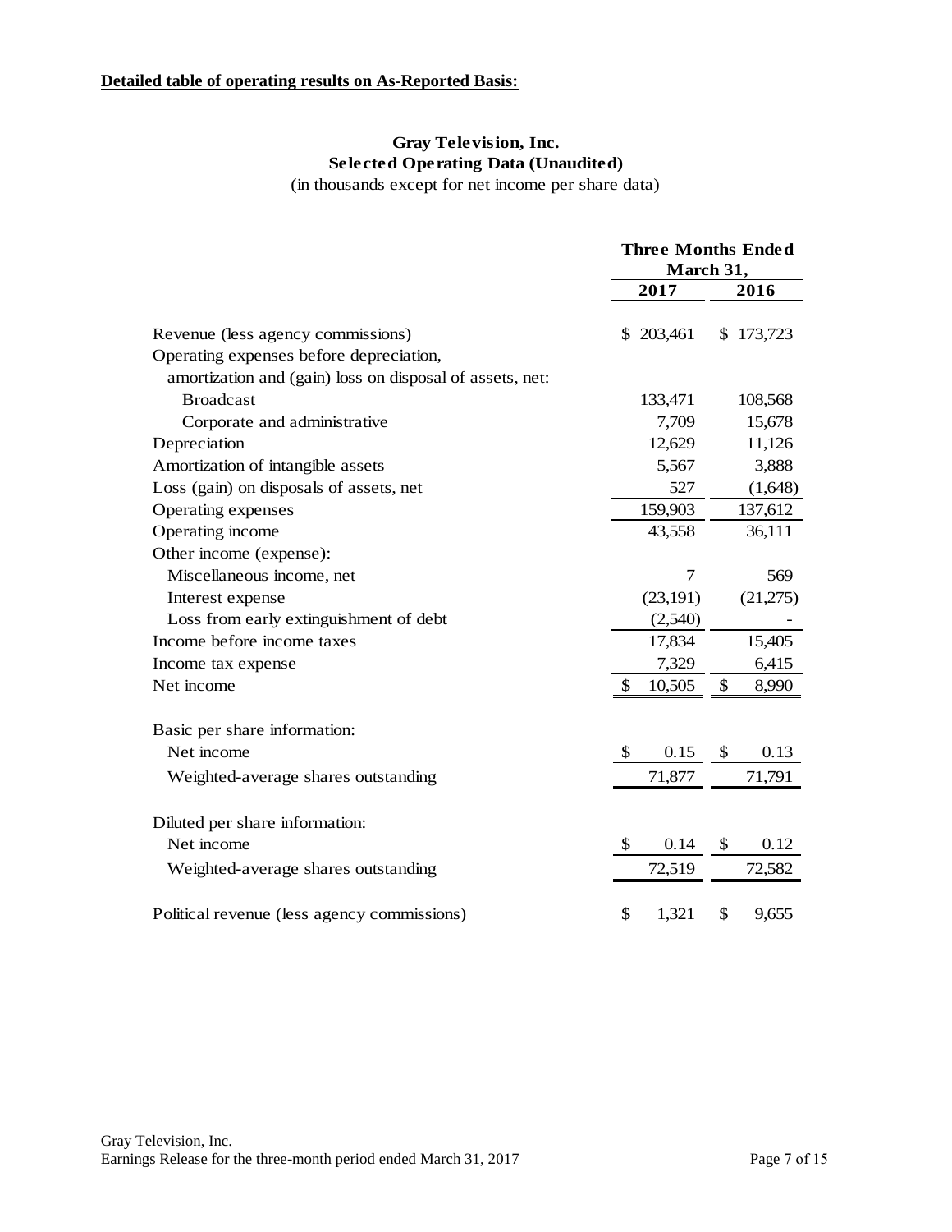**Detailed table of operating results on As-Reported Basis:**

**Gray Television, Inc.**
**Selected Operating Data (Unaudited)**
(in thousands except for net income per share data)

| | Three Months Ended March 31, | |
|---|---|---|
| | 2017 | 2016 |
| Revenue (less agency commissions) | $ 203,461 | $ 173,723 |
| Operating expenses before depreciation, amortization and (gain) loss on disposal of assets, net: | | |
| Broadcast | 133,471 | 108,568 |
| Corporate and administrative | 7,709 | 15,678 |
| Depreciation | 12,629 | 11,126 |
| Amortization of intangible assets | 5,567 | 3,888 |
| Loss (gain) on disposals of assets, net | 527 | (1,648) |
| Operating expenses | 159,903 | 137,612 |
| Operating income | 43,558 | 36,111 |
| Other income (expense): | | |
| Miscellaneous income, net | 7 | 569 |
| Interest expense | (23,191) | (21,275) |
| Loss from early extinguishment of debt | (2,540) | - |
| Income before income taxes | 17,834 | 15,405 |
| Income tax expense | 7,329 | 6,415 |
| Net income | $ 10,505 | $ 8,990 |
| Basic per share information: | | |
| Net income | $ 0.15 | $ 0.13 |
| Weighted-average shares outstanding | 71,877 | 71,791 |
| Diluted per share information: | | |
| Net income | $ 0.14 | $ 0.12 |
| Weighted-average shares outstanding | 72,519 | 72,582 |
| Political revenue (less agency commissions) | $ 1,321 | $ 9,655 |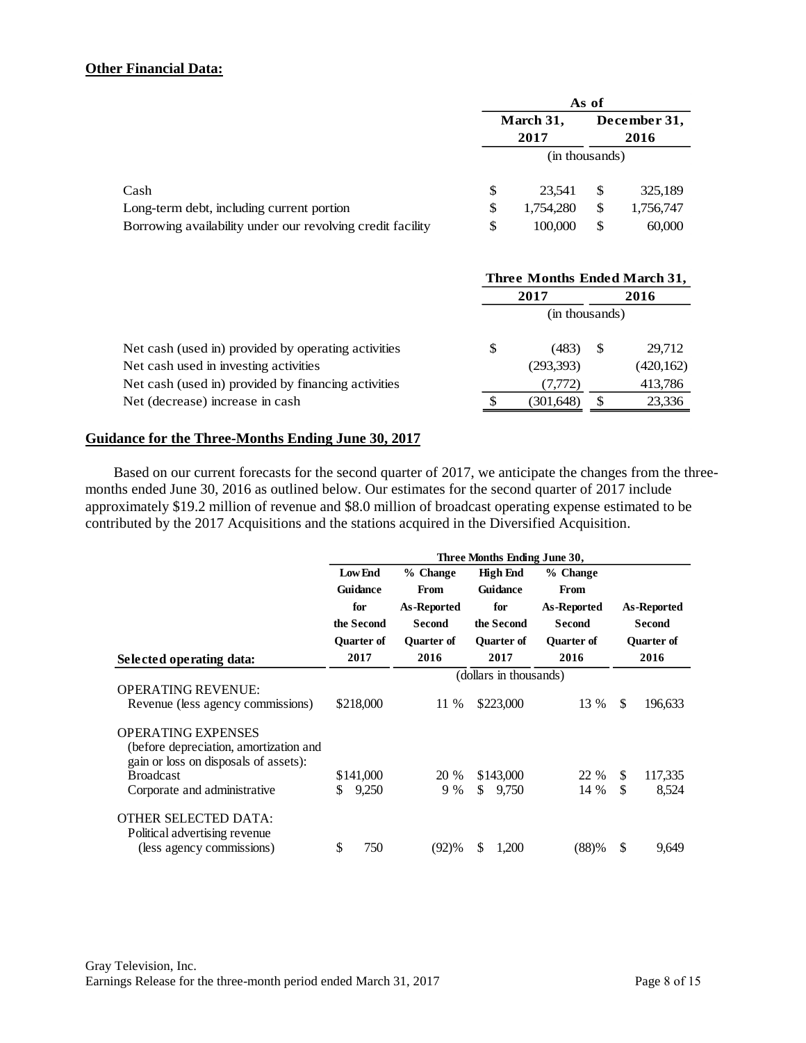**Other Financial Data:**

| | As of | |
|---|---|---|
| | March 31, 2017 | December 31, 2016 |
| | (in thousands) | |
| Cash | $ 23,541 | $ 325,189 |
| Long-term debt, including current portion | $ 1,754,280 | $ 1,756,747 |
| Borrowing availability under our revolving credit facility | $ 100,000 | $ 60,000 |

| | Three Months Ended March 31, | |
|---|---|---|
| | 2017 | 2016 |
| | (in thousands) | |
| Net cash (used in) provided by operating activities | $ (483) | $ 29,712 |
| Net cash used in investing activities | (293,393) | (420,162) |
| Net cash (used in) provided by financing activities | (7,772) | 413,786 |
| Net (decrease) increase in cash | $ (301,648) | $ 23,336 |

**Guidance for the Three-Months Ending June 30, 2017**

Based on our current forecasts for the second quarter of 2017, we anticipate the changes from the three-months ended June 30, 2016 as outlined below. Our estimates for the second quarter of 2017 include approximately $19.2 million of revenue and $8.0 million of broadcast operating expense estimated to be contributed by the 2017 Acquisitions and the stations acquired in the Diversified Acquisition.

| | Three Months Ending June 30, | | | | |
|---|---|---|---|---|---|
| Selected operating data: | Low End Guidance for the Second Quarter of 2017 | % Change From As-Reported Second Quarter of 2016 | High End Guidance for the Second Quarter of 2017 | % Change From As-Reported Second Quarter of 2016 | As-Reported Second Quarter of 2016 |
| | (dollars in thousands) | | | | |
| OPERATING REVENUE: | | | | | |
| Revenue (less agency commissions) | $218,000 | 11 % | $223,000 | 13 % | $ 196,633 |
| OPERATING EXPENSES (before depreciation, amortization and gain or loss on disposals of assets): | | | | | |
| Broadcast | $141,000 | 20 % | $143,000 | 22 % | $ 117,335 |
| Corporate and administrative | $ 9,250 | 9 % | $ 9,750 | 14 % | $ 8,524 |
| OTHER SELECTED DATA: | | | | | |
| Political advertising revenue (less agency commissions) | $ 750 | (92)% | $ 1,200 | (88)% | $ 9,649 |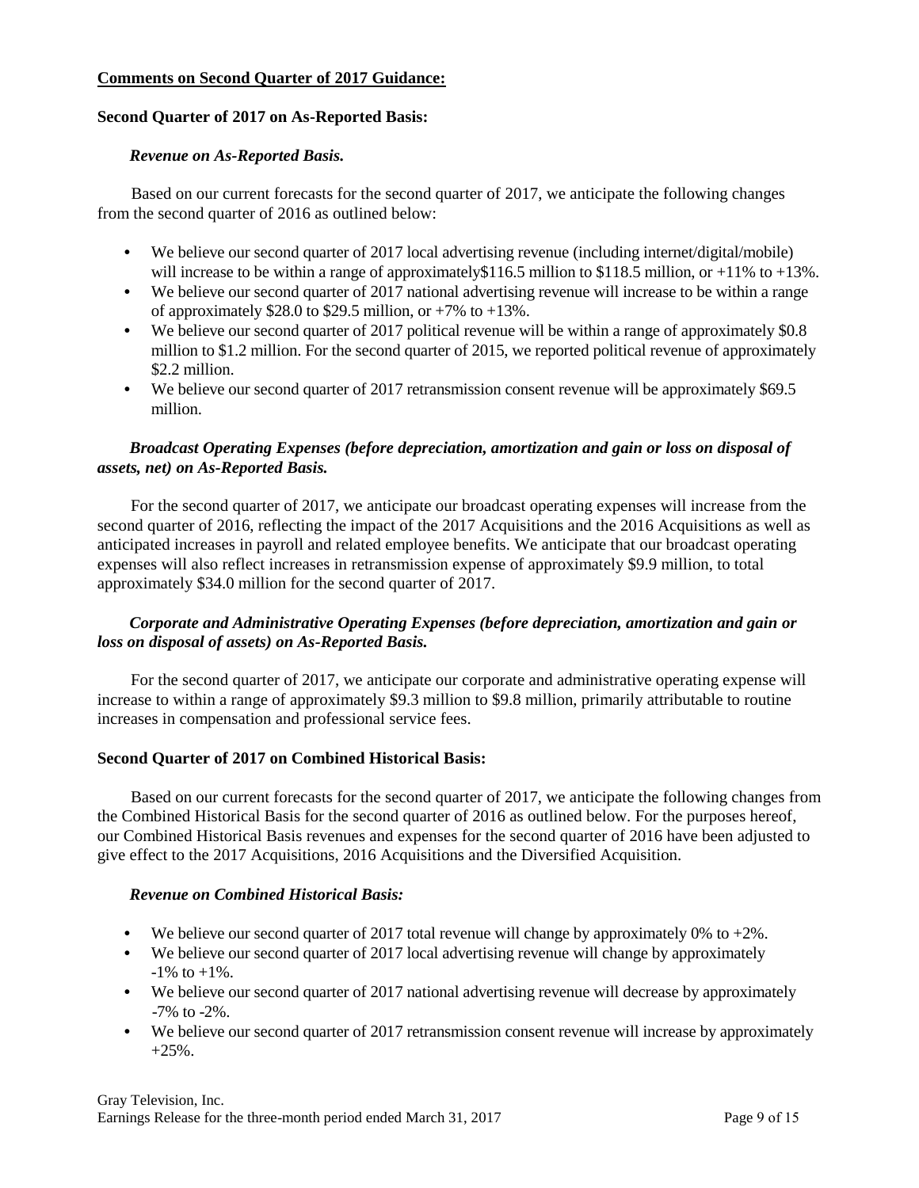**Comments on Second Quarter of 2017 Guidance:**

**Second Quarter of 2017 on As-Reported Basis:**

***Revenue on As-Reported Basis.***

Based on our current forecasts for the second quarter of 2017, we anticipate the following changes from the second quarter of 2016 as outlined below:

- We believe our second quarter of 2017 local advertising revenue (including internet/digital/mobile) will increase to be within a range of approximately$116.5 million to $118.5 million, or +11% to +13%.
- We believe our second quarter of 2017 national advertising revenue will increase to be within a range of approximately $28.0 to $29.5 million, or +7% to +13%.
- We believe our second quarter of 2017 political revenue will be within a range of approximately $0.8 million to $1.2 million. For the second quarter of 2015, we reported political revenue of approximately $2.2 million.
- We believe our second quarter of 2017 retransmission consent revenue will be approximately $69.5 million.

***Broadcast Operating Expenses (before depreciation, amortization and gain or loss on disposal of assets, net) on As-Reported Basis.***

For the second quarter of 2017, we anticipate our broadcast operating expenses will increase from the second quarter of 2016, reflecting the impact of the 2017 Acquisitions and the 2016 Acquisitions as well as anticipated increases in payroll and related employee benefits. We anticipate that our broadcast operating expenses will also reflect increases in retransmission expense of approximately $9.9 million, to total approximately $34.0 million for the second quarter of 2017.

***Corporate and Administrative Operating Expenses (before depreciation, amortization and gain or loss on disposal of assets) on As-Reported Basis.***

For the second quarter of 2017, we anticipate our corporate and administrative operating expense will increase to within a range of approximately $9.3 million to $9.8 million, primarily attributable to routine increases in compensation and professional service fees.

**Second Quarter of 2017 on Combined Historical Basis:**

Based on our current forecasts for the second quarter of 2017, we anticipate the following changes from the Combined Historical Basis for the second quarter of 2016 as outlined below. For the purposes hereof, our Combined Historical Basis revenues and expenses for the second quarter of 2016 have been adjusted to give effect to the 2017 Acquisitions, 2016 Acquisitions and the Diversified Acquisition.

***Revenue on Combined Historical Basis:***

- We believe our second quarter of 2017 total revenue will change by approximately 0% to +2%.
- We believe our second quarter of 2017 local advertising revenue will change by approximately -1% to +1%.
- We believe our second quarter of 2017 national advertising revenue will decrease by approximately -7% to -2%.
- We believe our second quarter of 2017 retransmission consent revenue will increase by approximately +25%.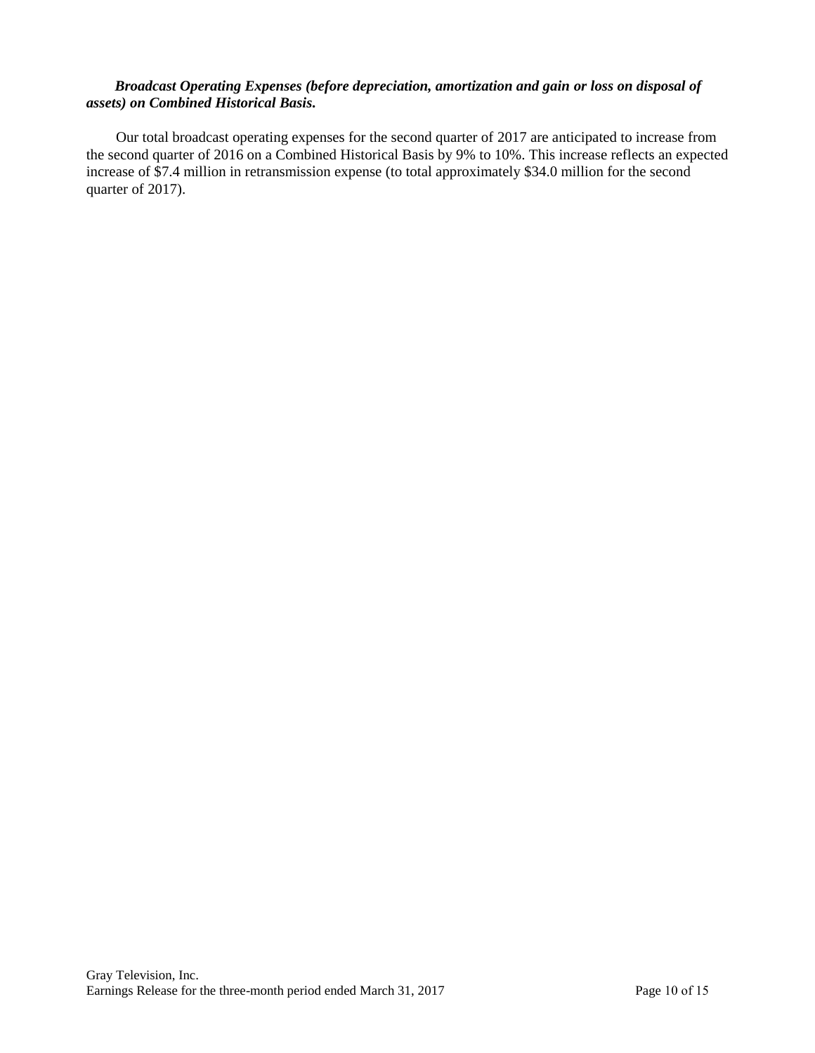***Broadcast Operating Expenses (before depreciation, amortization and gain or loss on disposal of assets) on Combined Historical Basis.***

Our total broadcast operating expenses for the second quarter of 2017 are anticipated to increase from the second quarter of 2016 on a Combined Historical Basis by 9% to 10%. This increase reflects an expected increase of $7.4 million in retransmission expense (to total approximately $34.0 million for the second quarter of 2017).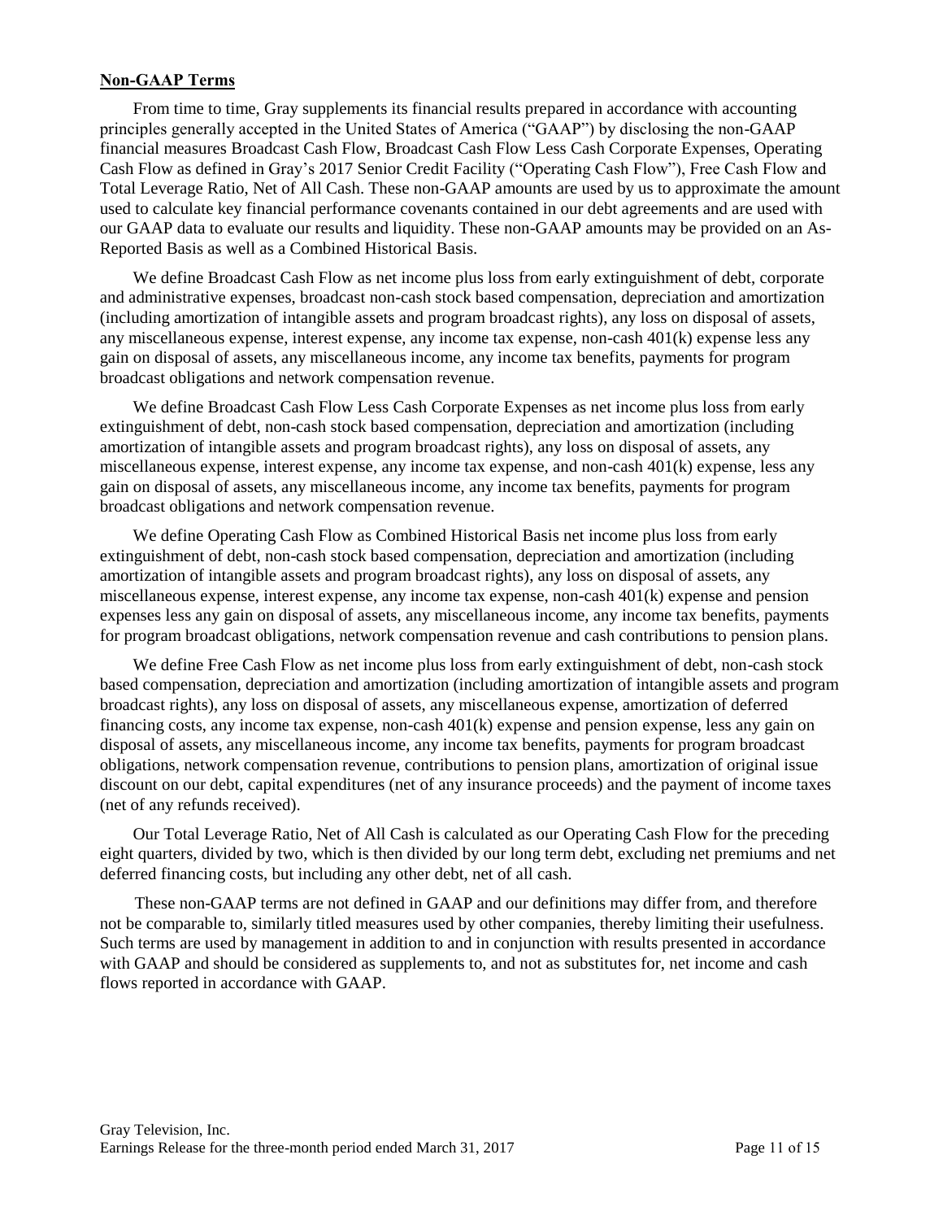## Non-GAAP Terms

From time to time, Gray supplements its financial results prepared in accordance with accounting principles generally accepted in the United States of America ("GAAP") by disclosing the non-GAAP financial measures Broadcast Cash Flow, Broadcast Cash Flow Less Cash Corporate Expenses, Operating Cash Flow as defined in Gray's 2017 Senior Credit Facility ("Operating Cash Flow"), Free Cash Flow and Total Leverage Ratio, Net of All Cash. These non-GAAP amounts are used by us to approximate the amount used to calculate key financial performance covenants contained in our debt agreements and are used with our GAAP data to evaluate our results and liquidity. These non-GAAP amounts may be provided on an As-Reported Basis as well as a Combined Historical Basis.

We define Broadcast Cash Flow as net income plus loss from early extinguishment of debt, corporate and administrative expenses, broadcast non-cash stock based compensation, depreciation and amortization (including amortization of intangible assets and program broadcast rights), any loss on disposal of assets, any miscellaneous expense, interest expense, any income tax expense, non-cash 401(k) expense less any gain on disposal of assets, any miscellaneous income, any income tax benefits, payments for program broadcast obligations and network compensation revenue.

We define Broadcast Cash Flow Less Cash Corporate Expenses as net income plus loss from early extinguishment of debt, non-cash stock based compensation, depreciation and amortization (including amortization of intangible assets and program broadcast rights), any loss on disposal of assets, any miscellaneous expense, interest expense, any income tax expense, and non-cash 401(k) expense, less any gain on disposal of assets, any miscellaneous income, any income tax benefits, payments for program broadcast obligations and network compensation revenue.

We define Operating Cash Flow as Combined Historical Basis net income plus loss from early extinguishment of debt, non-cash stock based compensation, depreciation and amortization (including amortization of intangible assets and program broadcast rights), any loss on disposal of assets, any miscellaneous expense, interest expense, any income tax expense, non-cash 401(k) expense and pension expenses less any gain on disposal of assets, any miscellaneous income, any income tax benefits, payments for program broadcast obligations, network compensation revenue and cash contributions to pension plans.

We define Free Cash Flow as net income plus loss from early extinguishment of debt, non-cash stock based compensation, depreciation and amortization (including amortization of intangible assets and program broadcast rights), any loss on disposal of assets, any miscellaneous expense, amortization of deferred financing costs, any income tax expense, non-cash 401(k) expense and pension expense, less any gain on disposal of assets, any miscellaneous income, any income tax benefits, payments for program broadcast obligations, network compensation revenue, contributions to pension plans, amortization of original issue discount on our debt, capital expenditures (net of any insurance proceeds) and the payment of income taxes (net of any refunds received).

Our Total Leverage Ratio, Net of All Cash is calculated as our Operating Cash Flow for the preceding eight quarters, divided by two, which is then divided by our long term debt, excluding net premiums and net deferred financing costs, but including any other debt, net of all cash.

These non-GAAP terms are not defined in GAAP and our definitions may differ from, and therefore not be comparable to, similarly titled measures used by other companies, thereby limiting their usefulness. Such terms are used by management in addition to and in conjunction with results presented in accordance with GAAP and should be considered as supplements to, and not as substitutes for, net income and cash flows reported in accordance with GAAP.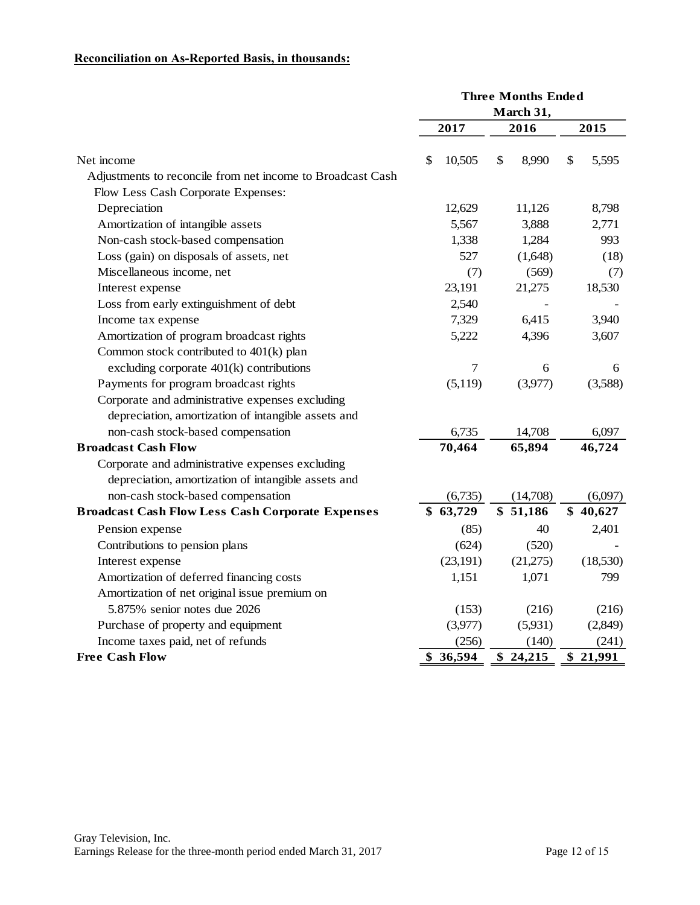**Reconciliation on As-Reported Basis, in thousands:**

| | Three Months Ended March 31, | | |
|---|---|---|---|
| | 2017 | 2016 | 2015 |
| Net income | $ 10,505 | $ 8,990 | $ 5,595 |
| Adjustments to reconcile from net income to Broadcast Cash Flow Less Cash Corporate Expenses: | | | |
| Depreciation | 12,629 | 11,126 | 8,798 |
| Amortization of intangible assets | 5,567 | 3,888 | 2,771 |
| Non-cash stock-based compensation | 1,338 | 1,284 | 993 |
| Loss (gain) on disposals of assets, net | 527 | (1,648) | (18) |
| Miscellaneous income, net | (7) | (569) | (7) |
| Interest expense | 23,191 | 21,275 | 18,530 |
| Loss from early extinguishment of debt | 2,540 | - | - |
| Income tax expense | 7,329 | 6,415 | 3,940 |
| Amortization of program broadcast rights | 5,222 | 4,396 | 3,607 |
| Common stock contributed to 401(k) plan excluding corporate 401(k) contributions | 7 | 6 | 6 |
| Payments for program broadcast rights | (5,119) | (3,977) | (3,588) |
| Corporate and administrative expenses excluding depreciation, amortization of intangible assets and non-cash stock-based compensation | 6,735 | 14,708 | 6,097 |
| **Broadcast Cash Flow** | **70,464** | **65,894** | **46,724** |
| Corporate and administrative expenses excluding depreciation, amortization of intangible assets and non-cash stock-based compensation | (6,735) | (14,708) | (6,097) |
| **Broadcast Cash Flow Less Cash Corporate Expenses** | **$ 63,729** | **$ 51,186** | **$ 40,627** |
| Pension expense | (85) | 40 | 2,401 |
| Contributions to pension plans | (624) | (520) | - |
| Interest expense | (23,191) | (21,275) | (18,530) |
| Amortization of deferred financing costs | 1,151 | 1,071 | 799 |
| Amortization of net original issue premium on 5.875% senior notes due 2026 | (153) | (216) | (216) |
| Purchase of property and equipment | (3,977) | (5,931) | (2,849) |
| Income taxes paid, net of refunds | (256) | (140) | (241) |
| **Free Cash Flow** | **$ 36,594** | **$ 24,215** | **$ 21,991** |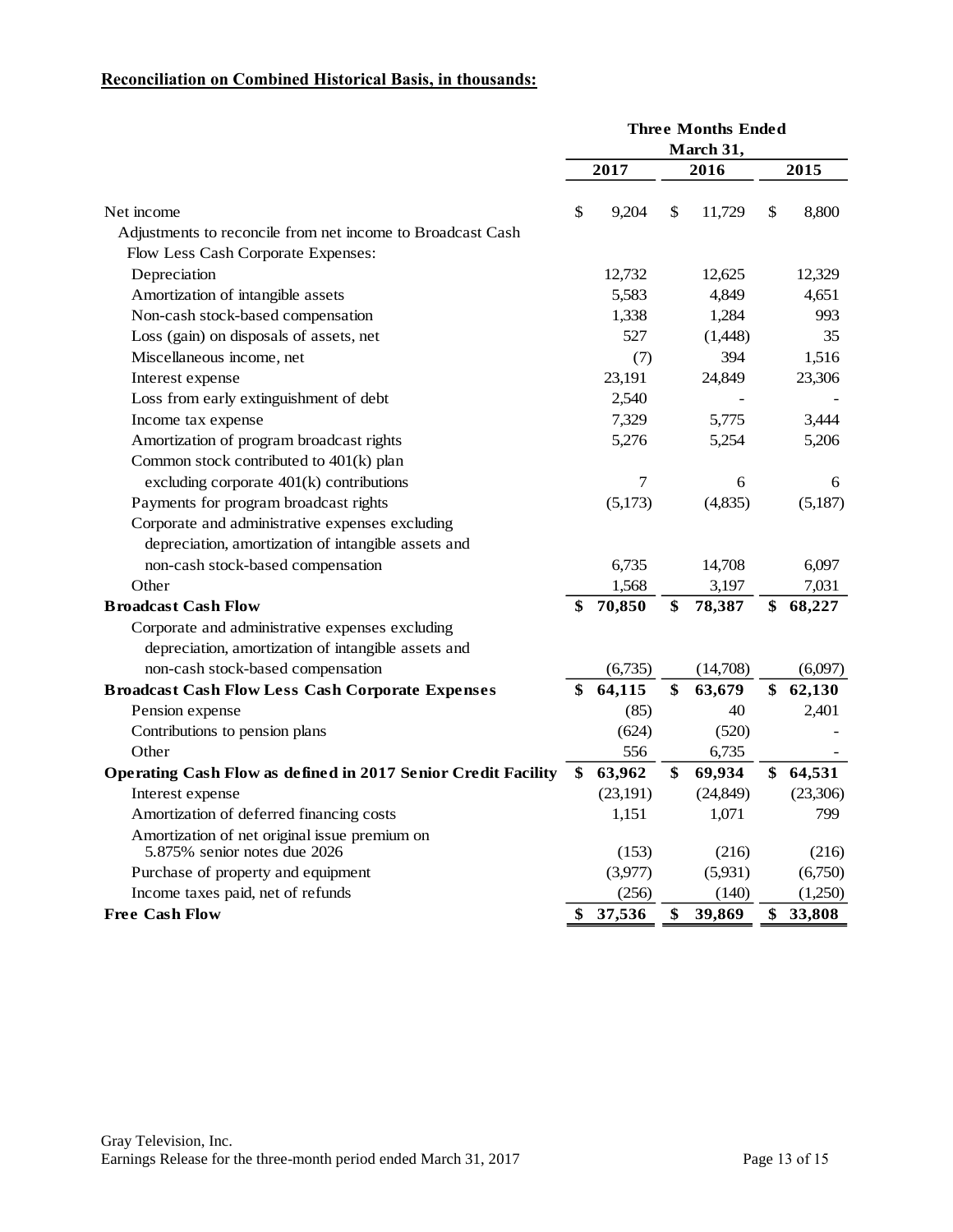**Reconciliation on Combined Historical Basis, in thousands:**

| | Three Months Ended March 31, | | |
|---|---|---|---|
| | 2017 | 2016 | 2015 |
| Net income | $ 9,204 | $ 11,729 | $ 8,800 |
| Adjustments to reconcile from net income to Broadcast Cash Flow Less Cash Corporate Expenses: | | | |
| Depreciation | 12,732 | 12,625 | 12,329 |
| Amortization of intangible assets | 5,583 | 4,849 | 4,651 |
| Non-cash stock-based compensation | 1,338 | 1,284 | 993 |
| Loss (gain) on disposals of assets, net | 527 | (1,448) | 35 |
| Miscellaneous income, net | (7) | 394 | 1,516 |
| Interest expense | 23,191 | 24,849 | 23,306 |
| Loss from early extinguishment of debt | 2,540 | - | - |
| Income tax expense | 7,329 | 5,775 | 3,444 |
| Amortization of program broadcast rights | 5,276 | 5,254 | 5,206 |
| Common stock contributed to 401(k) plan excluding corporate 401(k) contributions | 7 | 6 | 6 |
| Payments for program broadcast rights | (5,173) | (4,835) | (5,187) |
| Corporate and administrative expenses excluding depreciation, amortization of intangible assets and non-cash stock-based compensation | 6,735 | 14,708 | 6,097 |
| Other | 1,568 | 3,197 | 7,031 |
| **Broadcast Cash Flow** | **$ 70,850** | **$ 78,387** | **$ 68,227** |
| Corporate and administrative expenses excluding depreciation, amortization of intangible assets and non-cash stock-based compensation | (6,735) | (14,708) | (6,097) |
| **Broadcast Cash Flow Less Cash Corporate Expenses** | **$ 64,115** | **$ 63,679** | **$ 62,130** |
| Pension expense | (85) | 40 | 2,401 |
| Contributions to pension plans | (624) | (520) | - |
| Other | 556 | 6,735 | - |
| **Operating Cash Flow as defined in 2017 Senior Credit Facility** | **$ 63,962** | **$ 69,934** | **$ 64,531** |
| Interest expense | (23,191) | (24,849) | (23,306) |
| Amortization of deferred financing costs | 1,151 | 1,071 | 799 |
| Amortization of net original issue premium on 5.875% senior notes due 2026 | (153) | (216) | (216) |
| Purchase of property and equipment | (3,977) | (5,931) | (6,750) |
| Income taxes paid, net of refunds | (256) | (140) | (1,250) |
| **Free Cash Flow** | **$ 37,536** | **$ 39,869** | **$ 33,808** |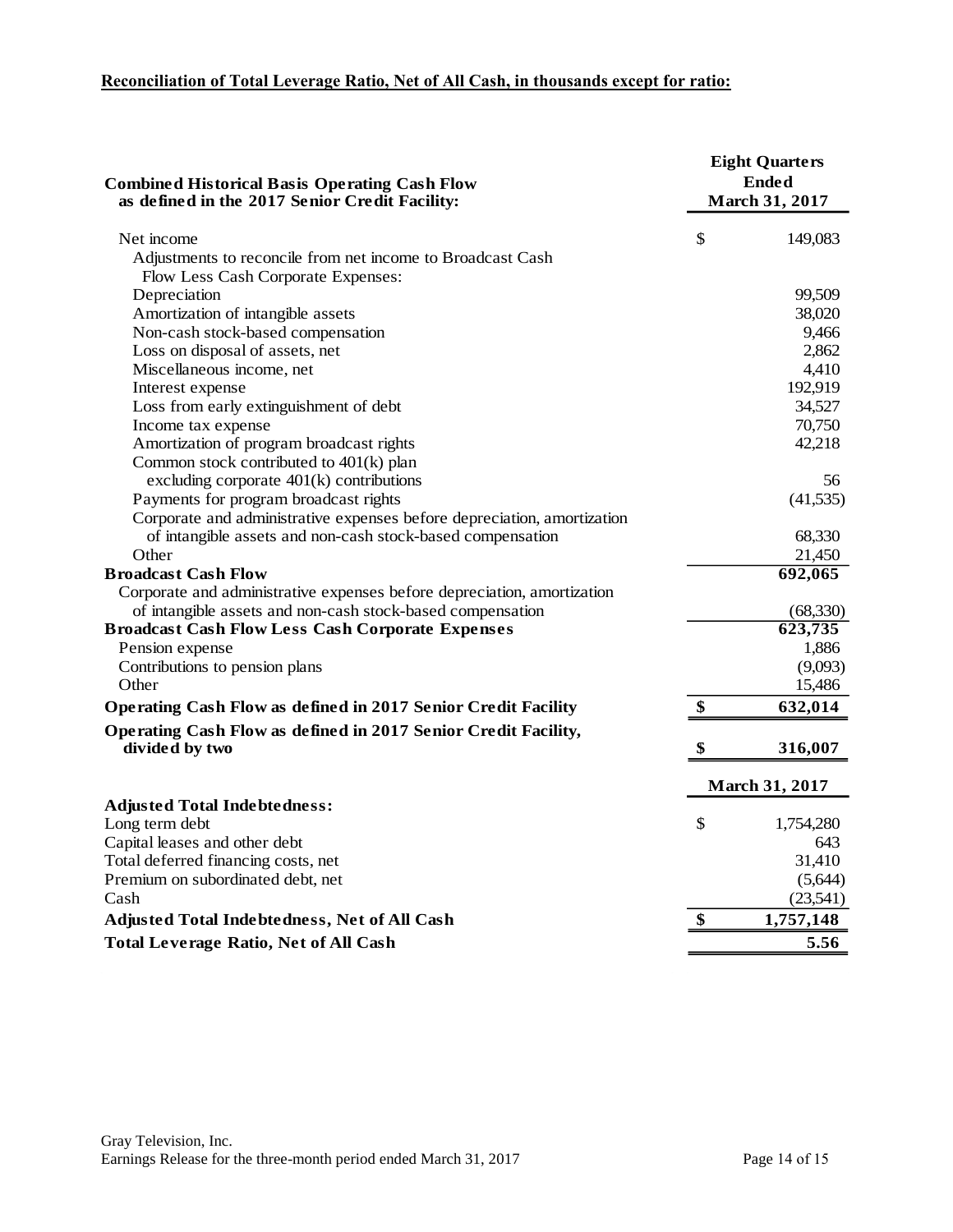**Reconciliation of Total Leverage Ratio, Net of All Cash, in thousands except for ratio:**

| Combined Historical Basis Operating Cash Flow as defined in the 2017 Senior Credit Facility: | Eight Quarters Ended March 31, 2017 |
|---|---|
| Net income | $ 149,083 |
| Adjustments to reconcile from net income to Broadcast Cash Flow Less Cash Corporate Expenses: | |
| Depreciation | 99,509 |
| Amortization of intangible assets | 38,020 |
| Non-cash stock-based compensation | 9,466 |
| Loss on disposal of assets, net | 2,862 |
| Miscellaneous income, net | 4,410 |
| Interest expense | 192,919 |
| Loss from early extinguishment of debt | 34,527 |
| Income tax expense | 70,750 |
| Amortization of program broadcast rights | 42,218 |
| Common stock contributed to 401(k) plan excluding corporate 401(k) contributions | 56 |
| Payments for program broadcast rights | (41,535) |
| Corporate and administrative expenses before depreciation, amortization of intangible assets and non-cash stock-based compensation | 68,330 |
| Other | 21,450 |
| **Broadcast Cash Flow** | **692,065** |
| Corporate and administrative expenses before depreciation, amortization of intangible assets and non-cash stock-based compensation | (68,330) |
| **Broadcast Cash Flow Less Cash Corporate Expenses** | **623,735** |
| Pension expense | 1,886 |
| Contributions to pension plans | (9,093) |
| Other | 15,486 |
| **Operating Cash Flow as defined in 2017 Senior Credit Facility** | **$ 632,014** |
| **Operating Cash Flow as defined in 2017 Senior Credit Facility, divided by two** | **$ 316,007** |

| Adjusted Total Indebtedness: | March 31, 2017 |
|---|---|
| Long term debt | $ 1,754,280 |
| Capital leases and other debt | 643 |
| Total deferred financing costs, net | 31,410 |
| Premium on subordinated debt, net | (5,644) |
| Cash | (23,541) |
| **Adjusted Total Indebtedness, Net of All Cash** | **$ 1,757,148** |
| **Total Leverage Ratio, Net of All Cash** | **5.56** |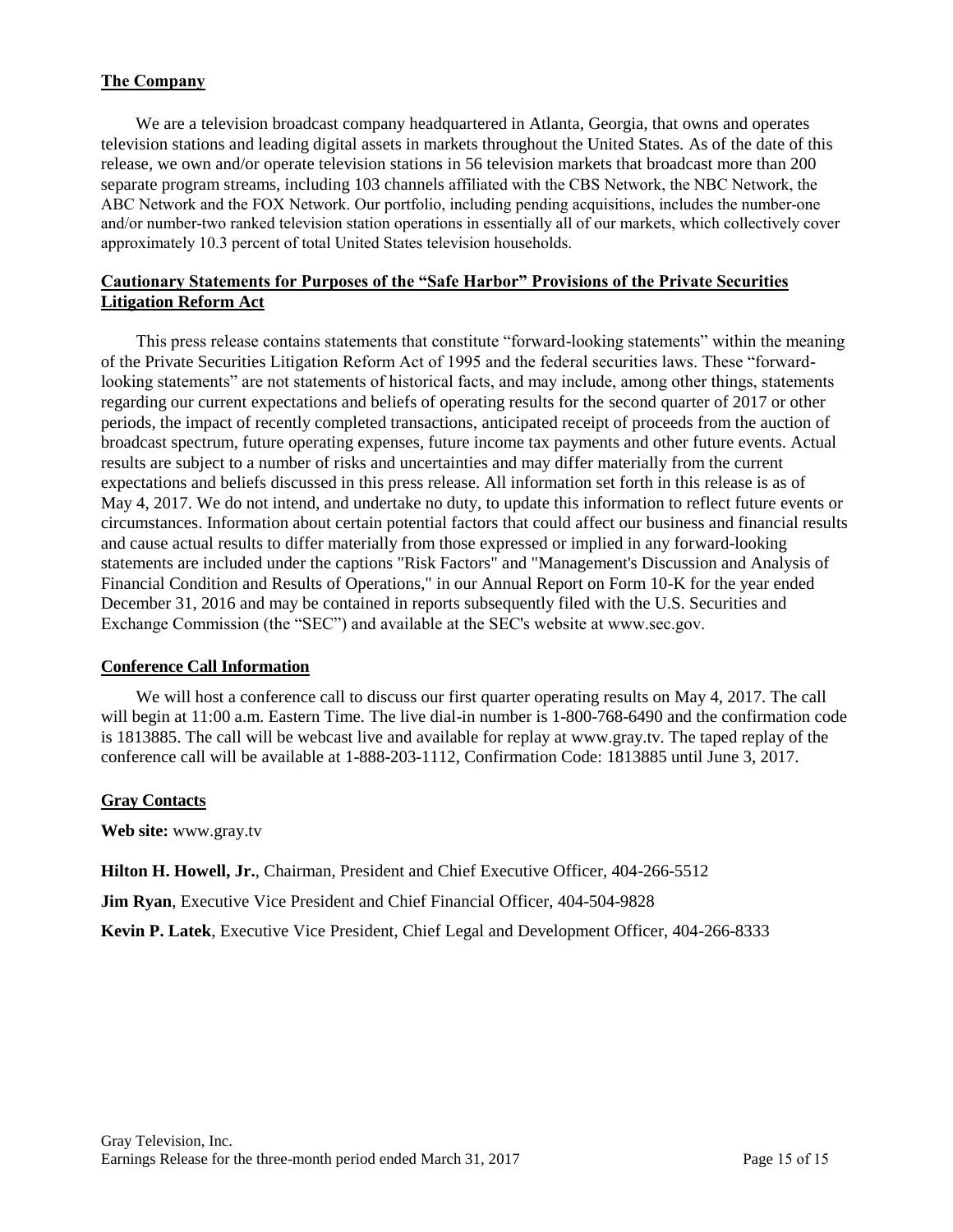## The Company

We are a television broadcast company headquartered in Atlanta, Georgia, that owns and operates television stations and leading digital assets in markets throughout the United States. As of the date of this release, we own and/or operate television stations in 56 television markets that broadcast more than 200 separate program streams, including 103 channels affiliated with the CBS Network, the NBC Network, the ABC Network and the FOX Network. Our portfolio, including pending acquisitions, includes the number-one and/or number-two ranked television station operations in essentially all of our markets, which collectively cover approximately 10.3 percent of total United States television households.

## Cautionary Statements for Purposes of the "Safe Harbor" Provisions of the Private Securities Litigation Reform Act

This press release contains statements that constitute "forward-looking statements" within the meaning of the Private Securities Litigation Reform Act of 1995 and the federal securities laws. These "forward-looking statements" are not statements of historical facts, and may include, among other things, statements regarding our current expectations and beliefs of operating results for the second quarter of 2017 or other periods, the impact of recently completed transactions, anticipated receipt of proceeds from the auction of broadcast spectrum, future operating expenses, future income tax payments and other future events. Actual results are subject to a number of risks and uncertainties and may differ materially from the current expectations and beliefs discussed in this press release. All information set forth in this release is as of May 4, 2017. We do not intend, and undertake no duty, to update this information to reflect future events or circumstances. Information about certain potential factors that could affect our business and financial results and cause actual results to differ materially from those expressed or implied in any forward-looking statements are included under the captions "Risk Factors" and "Management's Discussion and Analysis of Financial Condition and Results of Operations," in our Annual Report on Form 10-K for the year ended December 31, 2016 and may be contained in reports subsequently filed with the U.S. Securities and Exchange Commission (the "SEC") and available at the SEC's website at www.sec.gov.

## Conference Call Information

We will host a conference call to discuss our first quarter operating results on May 4, 2017. The call will begin at 11:00 a.m. Eastern Time. The live dial-in number is 1-800-768-6490 and the confirmation code is 1813885. The call will be webcast live and available for replay at www.gray.tv. The taped replay of the conference call will be available at 1-888-203-1112, Confirmation Code: 1813885 until June 3, 2017.

## Gray Contacts

**Web site:** www.gray.tv

**Hilton H. Howell, Jr.**, Chairman, President and Chief Executive Officer, 404-266-5512

**Jim Ryan**, Executive Vice President and Chief Financial Officer, 404-504-9828

**Kevin P. Latek**, Executive Vice President, Chief Legal and Development Officer, 404-266-8333